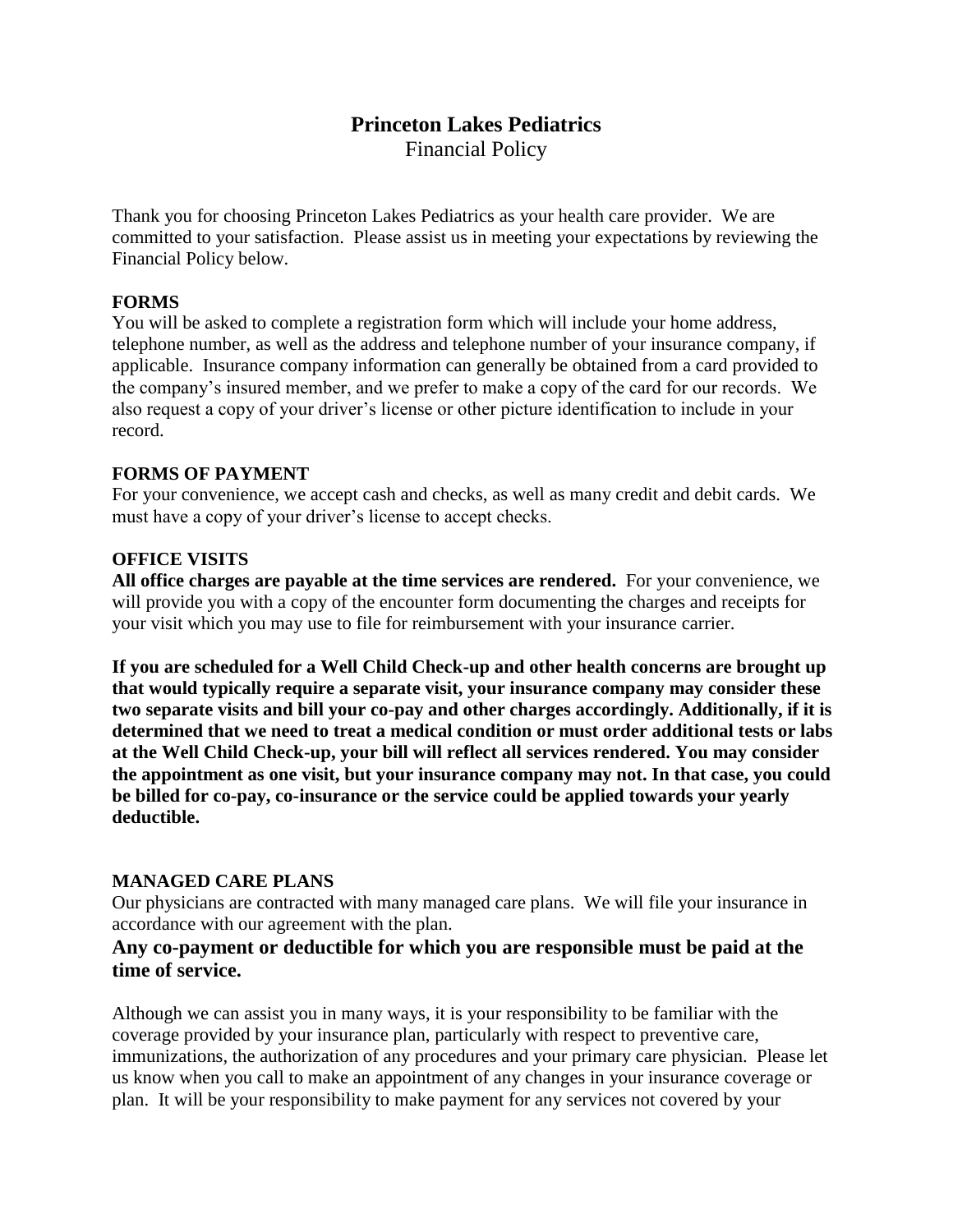# Princeton Lakes Pediatrics

Financial Policy

Thank you for choosing Princeton Lakes Pediatrics as your health care provider. We are committed to your satisfaction. Please assist us in meeting your expectations by reviewing the Financial Policy below.

## FORMS

You will be asked to complete a registration form which will include your home address, telephone number, as well as the address and telephone number of your insurance company, if applicable. Insurance company information can generally be obtained from a card provided to the company's insured member, and we prefer to make a copy of the card for our records. We also request a copy of your driver's license or other picture identification to include in your record.

## FORMS OF PAYMENT

For your convenience, we accept cash and checks, as well as many credit and debit cards. We must have a copy of your driver's license to accept checks.

## OFFICE VISITS

**All office charges are payable at the time services are rendered.** For your convenience, we will provide you with a copy of the encounter form documenting the charges and receipts for your visit which you may use to file for reimbursement with your insurance carrier.

**If you are scheduled for a Well Child Check-up and other health concerns are brought up that would typically require a separate visit, your insurance company may consider these two separate visits and bill your co-pay and other charges accordingly. Additionally, if it is determined that we need to treat a medical condition or must order additional tests or labs at the Well Child Check-up, your bill will reflect all services rendered. You may consider the appointment as one visit, but your insurance company may not. In that case, you could be billed for co-pay, co-insurance or the service could be applied towards your yearly deductible.**

## MANAGED CARE PLANS

Our physicians are contracted with many managed care plans. We will file your insurance in accordance with our agreement with the plan.

**Any co-payment or deductible for which you are responsible must be paid at the time of service.**

Although we can assist you in many ways, it is your responsibility to be familiar with the coverage provided by your insurance plan, particularly with respect to preventive care, immunizations, the authorization of any procedures and your primary care physician. Please let us know when you call to make an appointment of any changes in your insurance coverage or plan. It will be your responsibility to make payment for any services not covered by your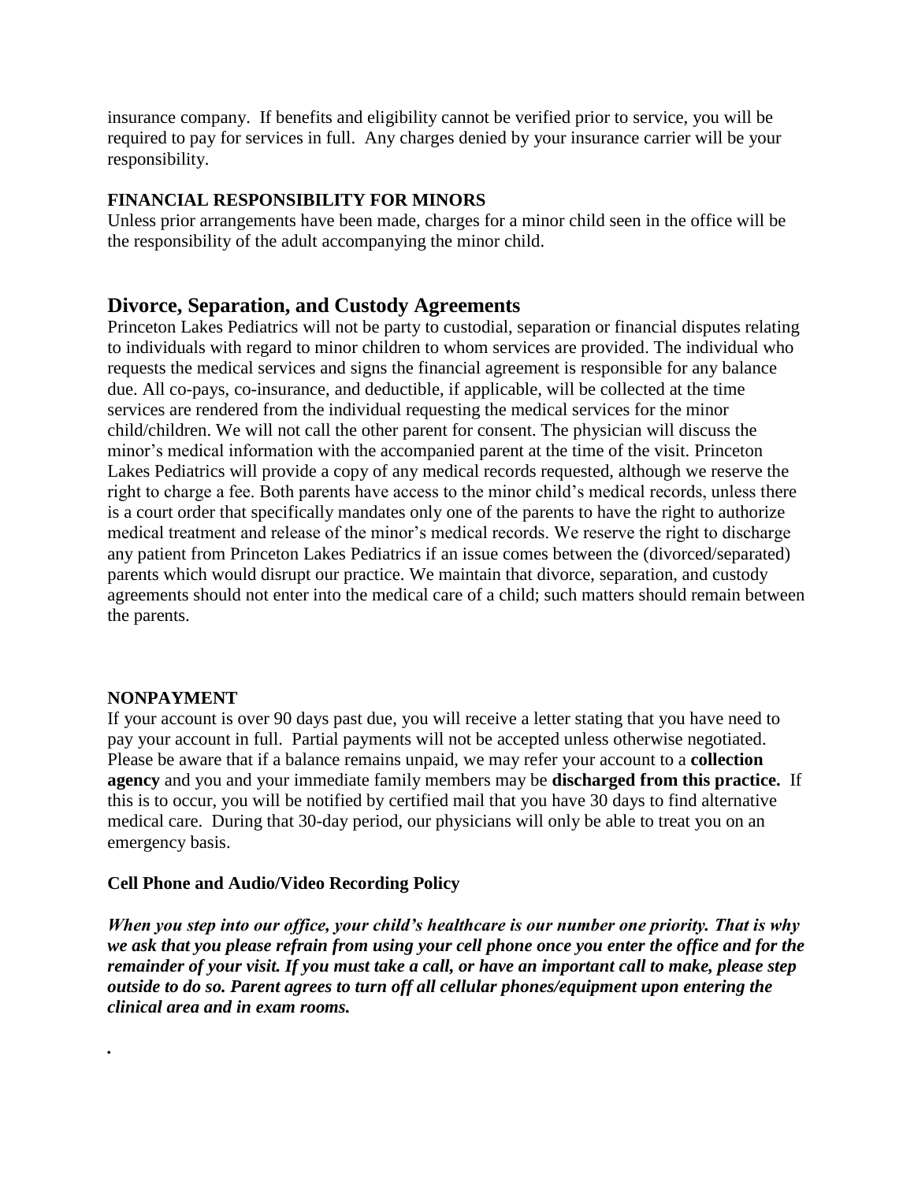insurance company. If benefits and eligibility cannot be verified prior to service, you will be required to pay for services in full. Any charges denied by your insurance carrier will be your responsibility.

### FINANCIAL RESPONSIBILITY FOR MINORS

Unless prior arrangements have been made, charges for a minor child seen in the office will be the responsibility of the adult accompanying the minor child.

## Divorce, Separation, and Custody Agreements

Princeton Lakes Pediatrics will not be party to custodial, separation or financial disputes relating to individuals with regard to minor children to whom services are provided. The individual who requests the medical services and signs the financial agreement is responsible for any balance due. All co-pays, co-insurance, and deductible, if applicable, will be collected at the time services are rendered from the individual requesting the medical services for the minor child/children. We will not call the other parent for consent. The physician will discuss the minor's medical information with the accompanied parent at the time of the visit. Princeton Lakes Pediatrics will provide a copy of any medical records requested, although we reserve the right to charge a fee. Both parents have access to the minor child's medical records, unless there is a court order that specifically mandates only one of the parents to have the right to authorize medical treatment and release of the minor's medical records. We reserve the right to discharge any patient from Princeton Lakes Pediatrics if an issue comes between the (divorced/separated) parents which would disrupt our practice. We maintain that divorce, separation, and custody agreements should not enter into the medical care of a child; such matters should remain between the parents.

### NONPAYMENT

If your account is over 90 days past due, you will receive a letter stating that you have need to pay your account in full. Partial payments will not be accepted unless otherwise negotiated. Please be aware that if a balance remains unpaid, we may refer your account to a **collection agency** and you and your immediate family members may be **discharged from this practice.** If this is to occur, you will be notified by certified mail that you have 30 days to find alternative medical care. During that 30-day period, our physicians will only be able to treat you on an emergency basis.

### Cell Phone and Audio/Video Recording Policy

***When you step into our office, your child's healthcare is our number one priority. That is why we ask that you please refrain from using your cell phone once you enter the office and for the remainder of your visit. If you must take a call, or have an important call to make, please step outside to do so. Parent agrees to turn off all cellular phones/equipment upon entering the clinical area and in exam rooms.***

.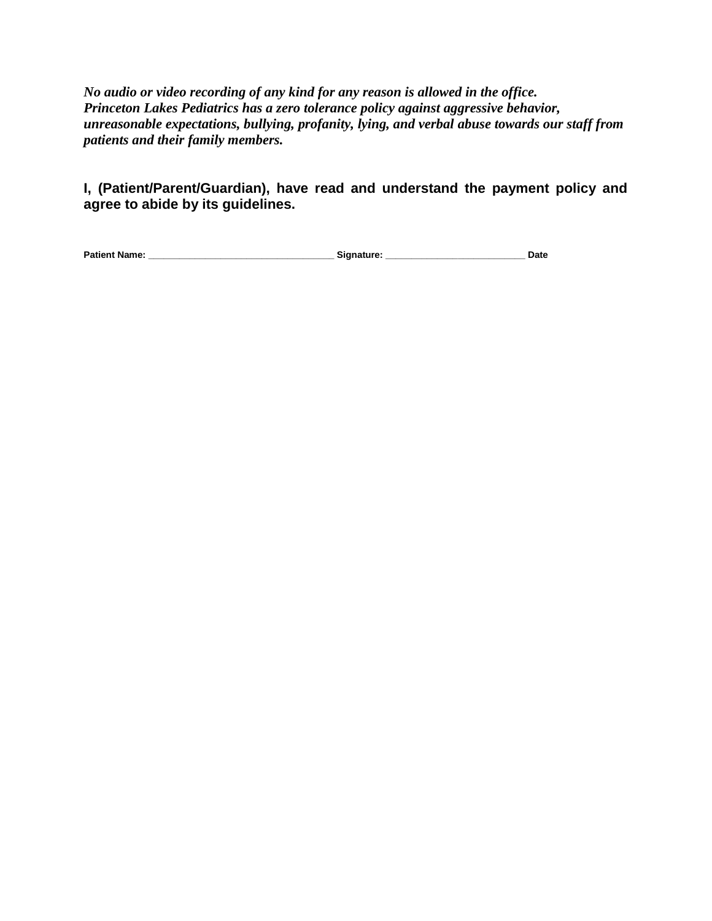***No audio or video recording of any kind for any reason is allowed in the office.***
***Princeton Lakes Pediatrics has a zero tolerance policy against aggressive behavior, unreasonable expectations, bullying, profanity, lying, and verbal abuse towards our staff from patients and their family members.***

**I, (Patient/Parent/Guardian), have read and understand the payment policy and agree to abide by its guidelines.**

**Patient Name: ____________________________________ Signature: ___________________________ Date**